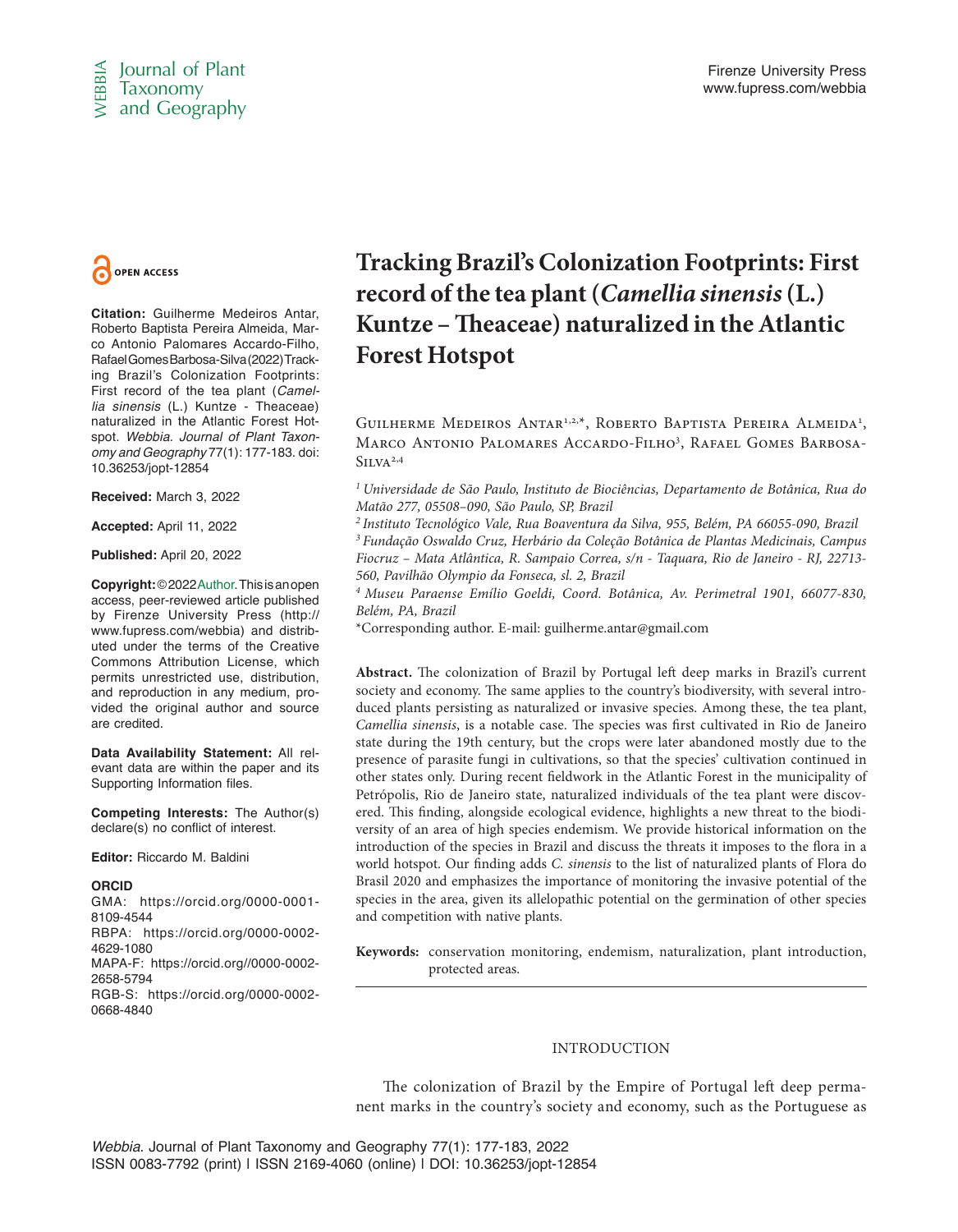# Tracking Brazil's Colonization Footprints: First record of the tea plant (*Camellia sinensis* (L.) Kuntze – Theaceae) naturalized in the Atlantic Forest Hotspot

Guilherme Medeiros Antar[1,2,*], Roberto Baptista Pereira Almeida[1], Marco Antonio Palomares Accardo-Filho[3], Rafael Gomes Barbosa-Silva[2,4]

[1] *Universidade de São Paulo, Instituto de Biociências, Departamento de Botânica, Rua do Matão 277, 05508–090, São Paulo, SP, Brazil*

[2] *Instituto Tecnológico Vale, Rua Boaventura da Silva, 955, Belém, PA 66055-090, Brazil*

[3] *Fundação Oswaldo Cruz, Herbário da Coleção Botânica de Plantas Medicinais, Campus Fiocruz – Mata Atlântica, R. Sampaio Correa, s/n - Taquara, Rio de Janeiro - RJ, 22713-560, Pavilhão Olympio da Fonseca, sl. 2, Brazil*

[4] *Museu Paraense Emílio Goeldi, Coord. Botânica, Av. Perimetral 1901, 66077-830, Belém, PA, Brazil*

*Corresponding author. E-mail: guilherme.antar@gmail.com

**OPEN ACCESS**

**Citation:** Guilherme Medeiros Antar, Roberto Baptista Pereira Almeida, Marco Antonio Palomares Accardo-Filho, Rafael Gomes Barbosa-Silva (2022) Tracking Brazil's Colonization Footprints: First record of the tea plant (*Camellia sinensis* (L.) Kuntze - Theaceae) naturalized in the Atlantic Forest Hotspot. *Webbia. Journal of Plant Taxonomy and Geography* 77(1): 177-183. doi: 10.36253/jopt-12854

**Received:** March 3, 2022

**Accepted:** April 11, 2022

**Published:** April 20, 2022

**Copyright:** © 2022 Author. This is an open access, peer-reviewed article published by Firenze University Press (http://www.fupress.com/webbia) and distributed under the terms of the Creative Commons Attribution License, which permits unrestricted use, distribution, and reproduction in any medium, provided the original author and source are credited.

**Data Availability Statement:** All relevant data are within the paper and its Supporting Information files.

**Competing Interests:** The Author(s) declare(s) no conflict of interest.

**Editor:** Riccardo M. Baldini

**ORCID**

GMA: https://orcid.org/0000-0001-8109-4544

RBPA: https://orcid.org/0000-0002-4629-1080

MAPA-F: https://orcid.org//0000-0002-2658-5794

RGB-S: https://orcid.org/0000-0002-0668-4840

**Abstract.** The colonization of Brazil by Portugal left deep marks in Brazil's current society and economy. The same applies to the country's biodiversity, with several introduced plants persisting as naturalized or invasive species. Among these, the tea plant, *Camellia sinensis*, is a notable case. The species was first cultivated in Rio de Janeiro state during the 19th century, but the crops were later abandoned mostly due to the presence of parasite fungi in cultivations, so that the species' cultivation continued in other states only. During recent fieldwork in the Atlantic Forest in the municipality of Petrópolis, Rio de Janeiro state, naturalized individuals of the tea plant were discovered. This finding, alongside ecological evidence, highlights a new threat to the biodiversity of an area of high species endemism. We provide historical information on the introduction of the species in Brazil and discuss the threats it imposes to the flora in a world hotspot. Our finding adds *C. sinensis* to the list of naturalized plants of Flora do Brasil 2020 and emphasizes the importance of monitoring the invasive potential of the species in the area, given its allelopathic potential on the germination of other species and competition with native plants.

**Keywords:** conservation monitoring, endemism, naturalization, plant introduction, protected areas.

## INTRODUCTION

The colonization of Brazil by the Empire of Portugal left deep permanent marks in the country's society and economy, such as the Portuguese as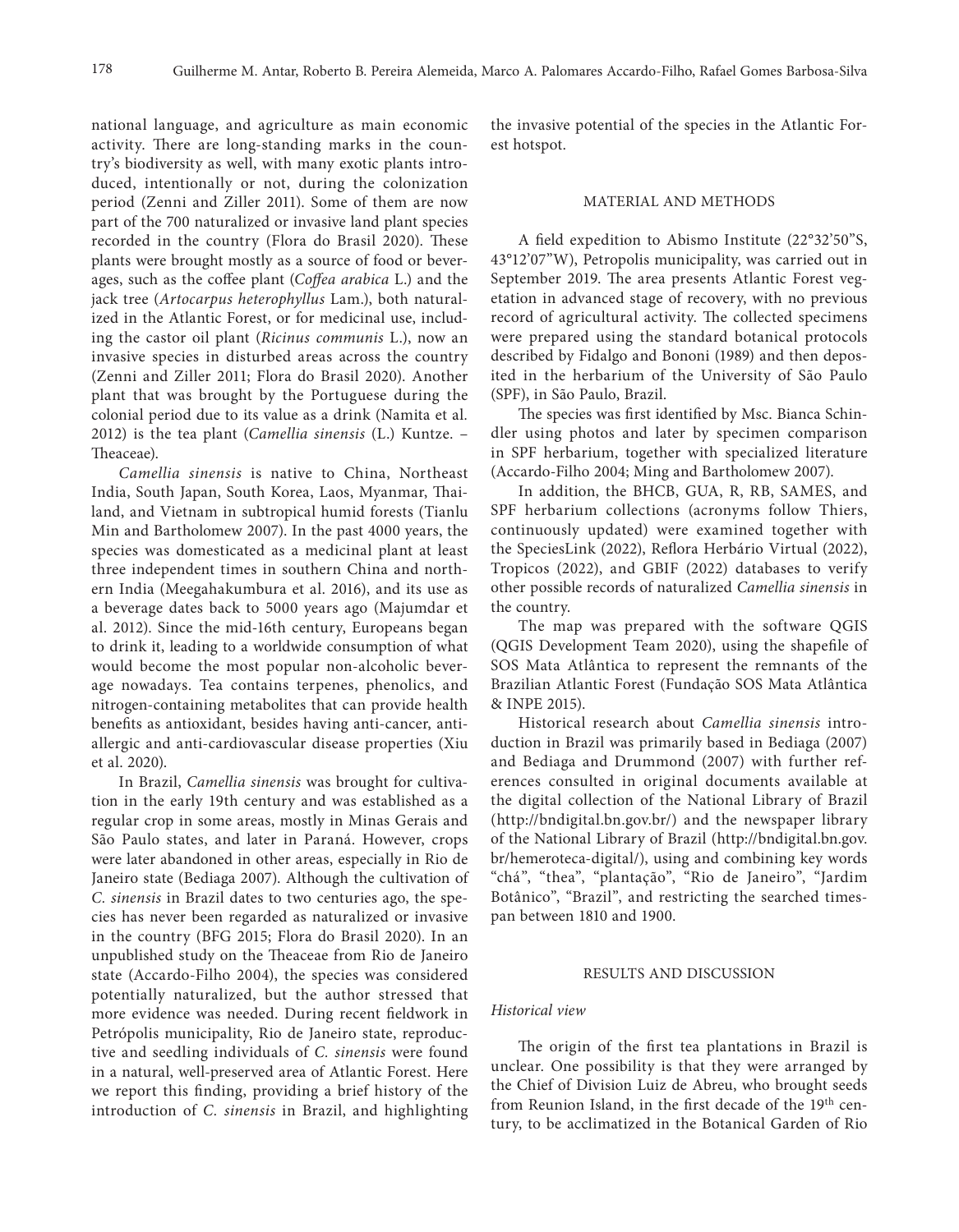national language, and agriculture as main economic activity. There are long-standing marks in the country's biodiversity as well, with many exotic plants introduced, intentionally or not, during the colonization period (Zenni and Ziller 2011). Some of them are now part of the 700 naturalized or invasive land plant species recorded in the country (Flora do Brasil 2020). These plants were brought mostly as a source of food or beverages, such as the coffee plant (*Coffea arabica* L.) and the jack tree (*Artocarpus heterophyllus* Lam.), both naturalized in the Atlantic Forest, or for medicinal use, including the castor oil plant (*Ricinus communis* L.), now an invasive species in disturbed areas across the country (Zenni and Ziller 2011; Flora do Brasil 2020). Another plant that was brought by the Portuguese during the colonial period due to its value as a drink (Namita et al. 2012) is the tea plant (*Camellia sinensis* (L.) Kuntze. – Theaceae).

*Camellia sinensis* is native to China, Northeast India, South Japan, South Korea, Laos, Myanmar, Thailand, and Vietnam in subtropical humid forests (Tianlu Min and Bartholomew 2007). In the past 4000 years, the species was domesticated as a medicinal plant at least three independent times in southern China and northern India (Meegahakumbura et al. 2016), and its use as a beverage dates back to 5000 years ago (Majumdar et al. 2012). Since the mid-16th century, Europeans began to drink it, leading to a worldwide consumption of what would become the most popular non-alcoholic beverage nowadays. Tea contains terpenes, phenolics, and nitrogen-containing metabolites that can provide health benefits as antioxidant, besides having anti-cancer, anti-allergic and anti-cardiovascular disease properties (Xiu et al. 2020).

In Brazil, *Camellia sinensis* was brought for cultivation in the early 19th century and was established as a regular crop in some areas, mostly in Minas Gerais and São Paulo states, and later in Paraná. However, crops were later abandoned in other areas, especially in Rio de Janeiro state (Bediaga 2007). Although the cultivation of *C. sinensis* in Brazil dates to two centuries ago, the species has never been regarded as naturalized or invasive in the country (BFG 2015; Flora do Brasil 2020). In an unpublished study on the Theaceae from Rio de Janeiro state (Accardo-Filho 2004), the species was considered potentially naturalized, but the author stressed that more evidence was needed. During recent fieldwork in Petrópolis municipality, Rio de Janeiro state, reproductive and seedling individuals of *C. sinensis* were found in a natural, well-preserved area of Atlantic Forest. Here we report this finding, providing a brief history of the introduction of *C. sinensis* in Brazil, and highlighting the invasive potential of the species in the Atlantic Forest hotspot.

## MATERIAL AND METHODS

A field expedition to Abismo Institute (22°32'50"S, 43°12'07"W), Petropolis municipality, was carried out in September 2019. The area presents Atlantic Forest vegetation in advanced stage of recovery, with no previous record of agricultural activity. The collected specimens were prepared using the standard botanical protocols described by Fidalgo and Bononi (1989) and then deposited in the herbarium of the University of São Paulo (SPF), in São Paulo, Brazil.

The species was first identified by Msc. Bianca Schindler using photos and later by specimen comparison in SPF herbarium, together with specialized literature (Accardo-Filho 2004; Ming and Bartholomew 2007).

In addition, the BHCB, GUA, R, RB, SAMES, and SPF herbarium collections (acronyms follow Thiers, continuously updated) were examined together with the SpeciesLink (2022), Reflora Herbário Virtual (2022), Tropicos (2022), and GBIF (2022) databases to verify other possible records of naturalized *Camellia sinensis* in the country.

The map was prepared with the software QGIS (QGIS Development Team 2020), using the shapefile of SOS Mata Atlântica to represent the remnants of the Brazilian Atlantic Forest (Fundação SOS Mata Atlântica & INPE 2015).

Historical research about *Camellia sinensis* introduction in Brazil was primarily based in Bediaga (2007) and Bediaga and Drummond (2007) with further references consulted in original documents available at the digital collection of the National Library of Brazil (http://bndigital.bn.gov.br/) and the newspaper library of the National Library of Brazil (http://bndigital.bn.gov.br/hemeroteca-digital/), using and combining key words "chá", "thea", "plantação", "Rio de Janeiro", "Jardim Botânico", "Brazil", and restricting the searched timespan between 1810 and 1900.

## RESULTS AND DISCUSSION

### *Historical view*

The origin of the first tea plantations in Brazil is unclear. One possibility is that they were arranged by the Chief of Division Luiz de Abreu, who brought seeds from Reunion Island, in the first decade of the 19th century, to be acclimatized in the Botanical Garden of Rio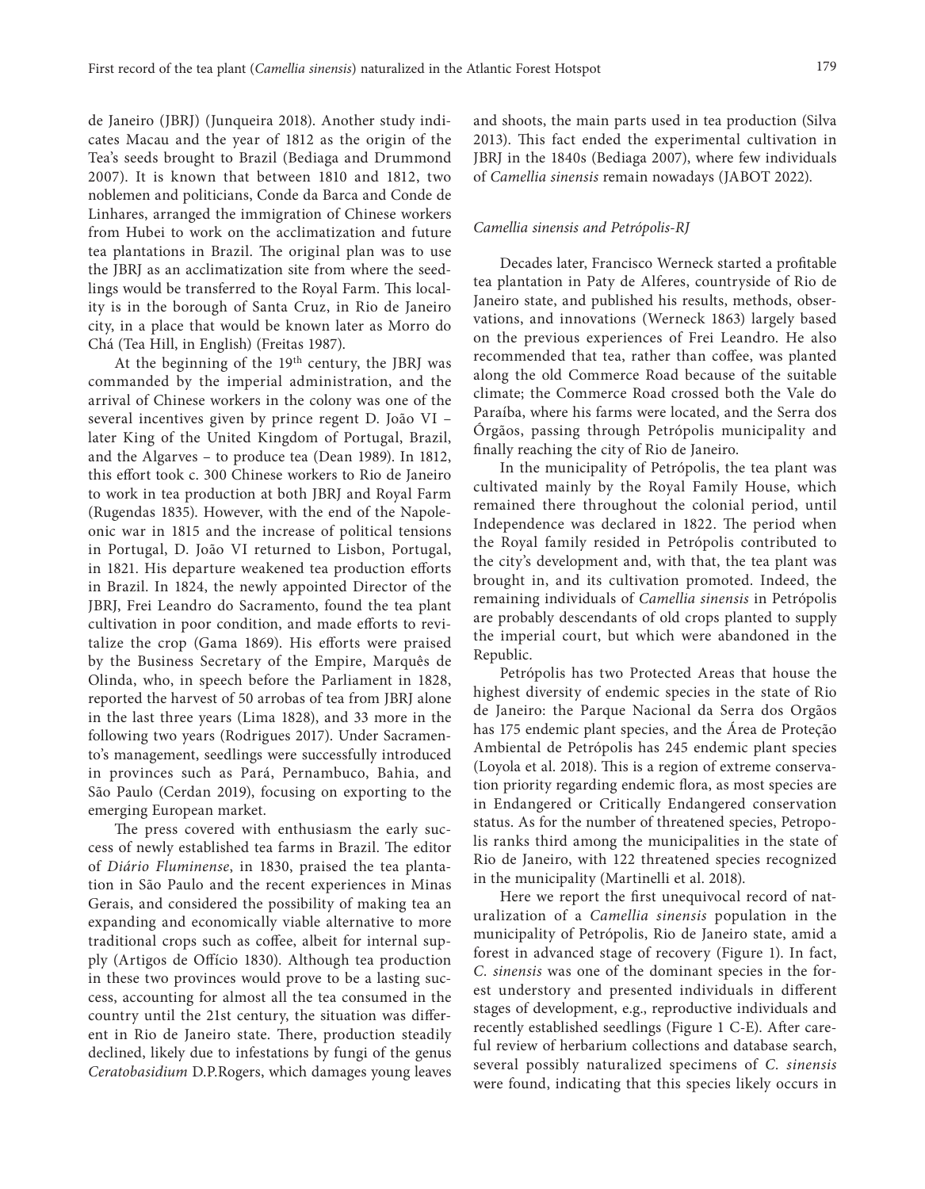de Janeiro (JBRJ) (Junqueira 2018). Another study indicates Macau and the year of 1812 as the origin of the Tea's seeds brought to Brazil (Bediaga and Drummond 2007). It is known that between 1810 and 1812, two noblemen and politicians, Conde da Barca and Conde de Linhares, arranged the immigration of Chinese workers from Hubei to work on the acclimatization and future tea plantations in Brazil. The original plan was to use the JBRJ as an acclimatization site from where the seedlings would be transferred to the Royal Farm. This locality is in the borough of Santa Cruz, in Rio de Janeiro city, in a place that would be known later as Morro do Chá (Tea Hill, in English) (Freitas 1987).

At the beginning of the 19th century, the JBRJ was commanded by the imperial administration, and the arrival of Chinese workers in the colony was one of the several incentives given by prince regent D. João VI – later King of the United Kingdom of Portugal, Brazil, and the Algarves – to produce tea (Dean 1989). In 1812, this effort took c. 300 Chinese workers to Rio de Janeiro to work in tea production at both JBRJ and Royal Farm (Rugendas 1835). However, with the end of the Napoleonic war in 1815 and the increase of political tensions in Portugal, D. João VI returned to Lisbon, Portugal, in 1821. His departure weakened tea production efforts in Brazil. In 1824, the newly appointed Director of the JBRJ, Frei Leandro do Sacramento, found the tea plant cultivation in poor condition, and made efforts to revitalize the crop (Gama 1869). His efforts were praised by the Business Secretary of the Empire, Marquês de Olinda, who, in speech before the Parliament in 1828, reported the harvest of 50 arrobas of tea from JBRJ alone in the last three years (Lima 1828), and 33 more in the following two years (Rodrigues 2017). Under Sacramento's management, seedlings were successfully introduced in provinces such as Pará, Pernambuco, Bahia, and São Paulo (Cerdan 2019), focusing on exporting to the emerging European market.

The press covered with enthusiasm the early success of newly established tea farms in Brazil. The editor of *Diário Fluminense*, in 1830, praised the tea plantation in São Paulo and the recent experiences in Minas Gerais, and considered the possibility of making tea an expanding and economically viable alternative to more traditional crops such as coffee, albeit for internal supply (Artigos de Offício 1830). Although tea production in these two provinces would prove to be a lasting success, accounting for almost all the tea consumed in the country until the 21st century, the situation was different in Rio de Janeiro state. There, production steadily declined, likely due to infestations by fungi of the genus *Ceratobasidium* D.P.Rogers, which damages young leaves and shoots, the main parts used in tea production (Silva 2013). This fact ended the experimental cultivation in JBRJ in the 1840s (Bediaga 2007), where few individuals of *Camellia sinensis* remain nowadays (JABOT 2022).

### *Camellia sinensis and Petrópolis-RJ*

Decades later, Francisco Werneck started a profitable tea plantation in Paty de Alferes, countryside of Rio de Janeiro state, and published his results, methods, observations, and innovations (Werneck 1863) largely based on the previous experiences of Frei Leandro. He also recommended that tea, rather than coffee, was planted along the old Commerce Road because of the suitable climate; the Commerce Road crossed both the Vale do Paraíba, where his farms were located, and the Serra dos Órgãos, passing through Petrópolis municipality and finally reaching the city of Rio de Janeiro.

In the municipality of Petrópolis, the tea plant was cultivated mainly by the Royal Family House, which remained there throughout the colonial period, until Independence was declared in 1822. The period when the Royal family resided in Petrópolis contributed to the city's development and, with that, the tea plant was brought in, and its cultivation promoted. Indeed, the remaining individuals of *Camellia sinensis* in Petrópolis are probably descendants of old crops planted to supply the imperial court, but which were abandoned in the Republic.

Petrópolis has two Protected Areas that house the highest diversity of endemic species in the state of Rio de Janeiro: the Parque Nacional da Serra dos Orgãos has 175 endemic plant species, and the Área de Proteção Ambiental de Petrópolis has 245 endemic plant species (Loyola et al. 2018). This is a region of extreme conservation priority regarding endemic flora, as most species are in Endangered or Critically Endangered conservation status. As for the number of threatened species, Petropolis ranks third among the municipalities in the state of Rio de Janeiro, with 122 threatened species recognized in the municipality (Martinelli et al. 2018).

Here we report the first unequivocal record of naturalization of a *Camellia sinensis* population in the municipality of Petrópolis, Rio de Janeiro state, amid a forest in advanced stage of recovery (Figure 1). In fact, *C. sinensis* was one of the dominant species in the forest understory and presented individuals in different stages of development, e.g., reproductive individuals and recently established seedlings (Figure 1 C-E). After careful review of herbarium collections and database search, several possibly naturalized specimens of *C. sinensis* were found, indicating that this species likely occurs in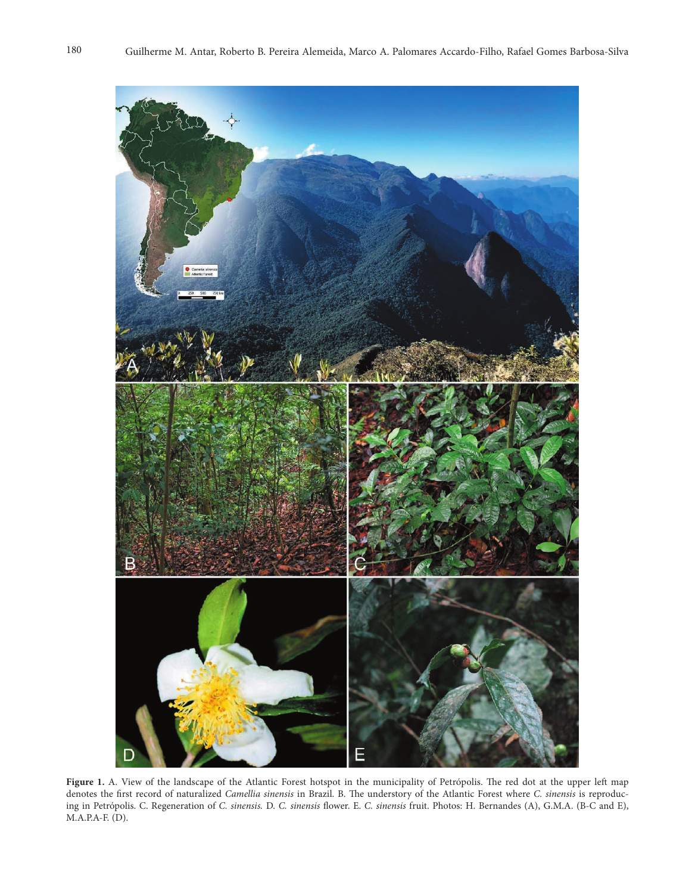**Figure 1.** A. View of the landscape of the Atlantic Forest hotspot in the municipality of Petrópolis. The red dot at the upper left map denotes the first record of naturalized *Camellia sinensis* in Brazil. B. The understory of the Atlantic Forest where *C. sinensis* is reproducing in Petrópolis. C. Regeneration of *C. sinensis.* D. *C. sinensis* flower. E. *C. sinensis* fruit. Photos: H. Bernandes (A), G.M.A. (B-C and E), M.A.P.A-F. (D).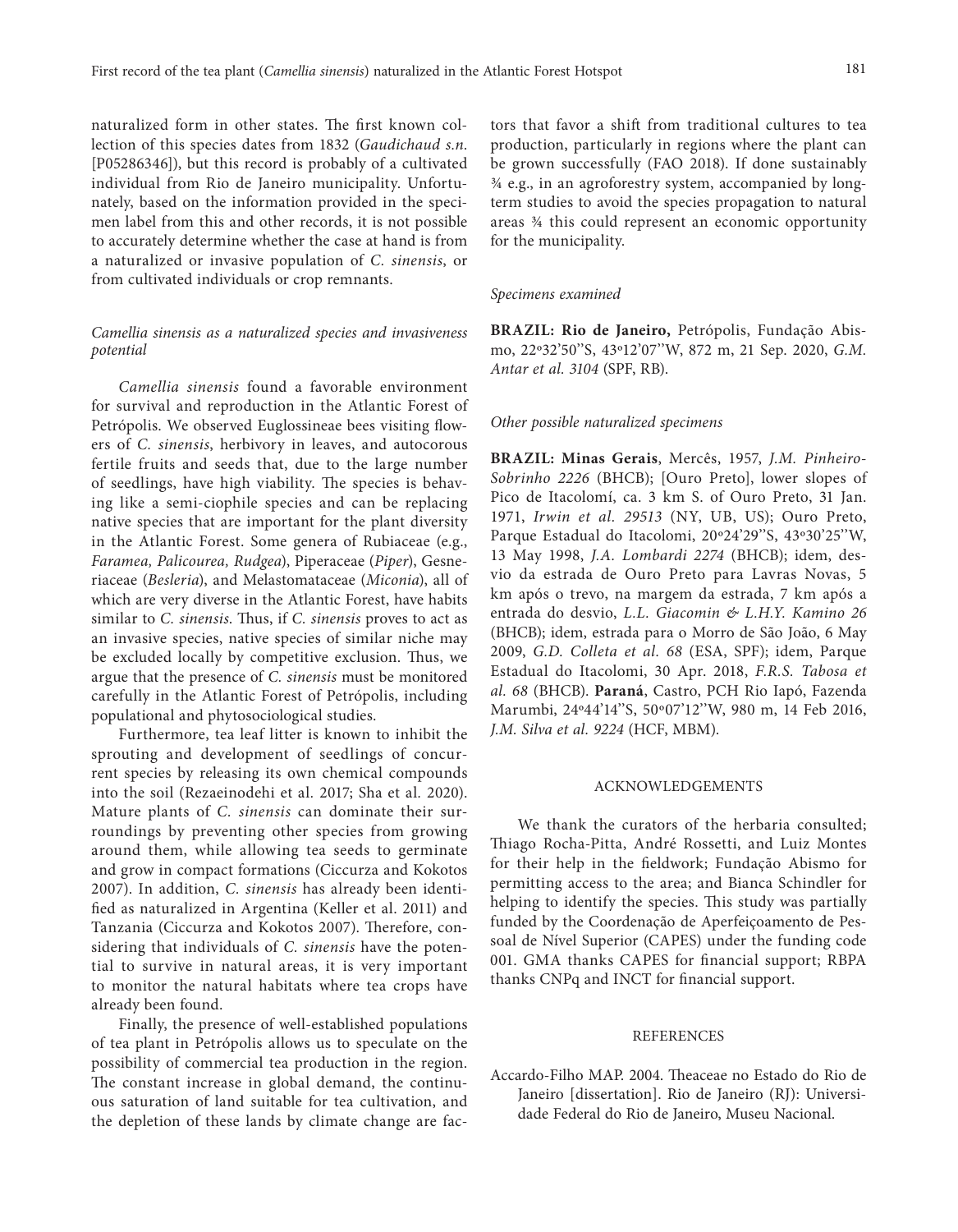naturalized form in other states. The first known collection of this species dates from 1832 (*Gaudichaud s.n.* [P05286346]), but this record is probably of a cultivated individual from Rio de Janeiro municipality. Unfortunately, based on the information provided in the specimen label from this and other records, it is not possible to accurately determine whether the case at hand is from a naturalized or invasive population of *C. sinensis*, or from cultivated individuals or crop remnants.

### *Camellia sinensis* as a naturalized species and invasiveness potential

*Camellia sinensis* found a favorable environment for survival and reproduction in the Atlantic Forest of Petrópolis. We observed Euglossineae bees visiting flowers of *C. sinensis*, herbivory in leaves, and autocorous fertile fruits and seeds that, due to the large number of seedlings, have high viability. The species is behaving like a semi-ciophile species and can be replacing native species that are important for the plant diversity in the Atlantic Forest. Some genera of Rubiaceae (e.g., *Faramea, Palicourea, Rudgea*), Piperaceae (*Piper*), Gesneriaceae (*Besleria*), and Melastomataceae (*Miconia*), all of which are very diverse in the Atlantic Forest, have habits similar to *C. sinensis*. Thus, if *C. sinensis* proves to act as an invasive species, native species of similar niche may be excluded locally by competitive exclusion. Thus, we argue that the presence of *C. sinensis* must be monitored carefully in the Atlantic Forest of Petrópolis, including populational and phytosociological studies.

Furthermore, tea leaf litter is known to inhibit the sprouting and development of seedlings of concurrent species by releasing its own chemical compounds into the soil (Rezaeinodehi et al. 2017; Sha et al. 2020). Mature plants of *C. sinensis* can dominate their surroundings by preventing other species from growing around them, while allowing tea seeds to germinate and grow in compact formations (Ciccurza and Kokotos 2007). In addition, *C. sinensis* has already been identified as naturalized in Argentina (Keller et al. 2011) and Tanzania (Ciccurza and Kokotos 2007). Therefore, considering that individuals of *C. sinensis* have the potential to survive in natural areas, it is very important to monitor the natural habitats where tea crops have already been found.

Finally, the presence of well-established populations of tea plant in Petrópolis allows us to speculate on the possibility of commercial tea production in the region. The constant increase in global demand, the continuous saturation of land suitable for tea cultivation, and the depletion of these lands by climate change are factors that favor a shift from traditional cultures to tea production, particularly in regions where the plant can be grown successfully (FAO 2018). If done sustainably ¾ e.g., in an agroforestry system, accompanied by long-term studies to avoid the species propagation to natural areas ¾ this could represent an economic opportunity for the municipality.

### *Specimens examined*

**BRAZIL: Rio de Janeiro,** Petrópolis, Fundação Abismo, 22º32'50''S, 43º12'07''W, 872 m, 21 Sep. 2020, *G.M. Antar et al. 3104* (SPF, RB).

### *Other possible naturalized specimens*

**BRAZIL: Minas Gerais**, Mercês, 1957, *J.M. Pinheiro-Sobrinho 2226* (BHCB); [Ouro Preto], lower slopes of Pico de Itacolomí, ca. 3 km S. of Ouro Preto, 31 Jan. 1971, *Irwin et al. 29513* (NY, UB, US); Ouro Preto, Parque Estadual do Itacolomi, 20º24'29''S, 43º30'25''W, 13 May 1998, *J.A. Lombardi 2274* (BHCB); idem, desvio da estrada de Ouro Preto para Lavras Novas, 5 km após o trevo, na margem da estrada, 7 km após a entrada do desvio, *L.L. Giacomin & L.H.Y. Kamino 26* (BHCB); idem, estrada para o Morro de São João, 6 May 2009, *G.D. Colleta et al. 68* (ESA, SPF); idem, Parque Estadual do Itacolomi, 30 Apr. 2018, *F.R.S. Tabosa et al. 68* (BHCB). **Paraná**, Castro, PCH Rio Iapó, Fazenda Marumbi, 24º44'14''S, 50º07'12''W, 980 m, 14 Feb 2016, *J.M. Silva et al. 9224* (HCF, MBM).

## ACKNOWLEDGEMENTS

We thank the curators of the herbaria consulted; Thiago Rocha-Pitta, André Rossetti, and Luiz Montes for their help in the fieldwork; Fundação Abismo for permitting access to the area; and Bianca Schindler for helping to identify the species. This study was partially funded by the Coordenação de Aperfeiçoamento de Pessoal de Nível Superior (CAPES) under the funding code 001. GMA thanks CAPES for financial support; RBPA thanks CNPq and INCT for financial support.

## REFERENCES

Accardo-Filho MAP. 2004. Theaceae no Estado do Rio de Janeiro [dissertation]. Rio de Janeiro (RJ): Universidade Federal do Rio de Janeiro, Museu Nacional.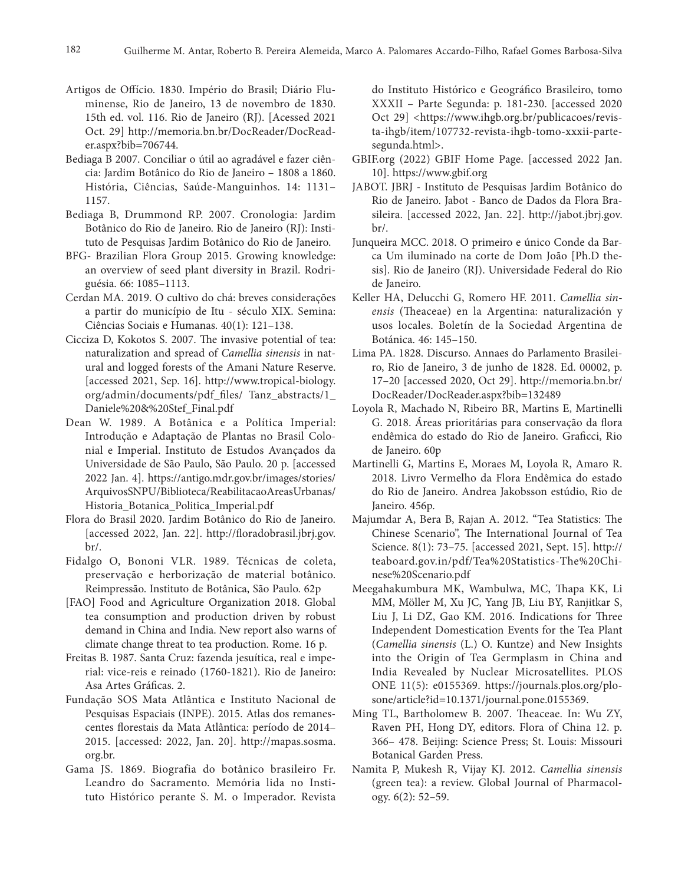Artigos de Offício. 1830. Império do Brasil; Diário Fluminense, Rio de Janeiro, 13 de novembro de 1830. 15th ed. vol. 116. Rio de Janeiro (RJ). [Acessed 2021 Oct. 29] http://memoria.bn.br/DocReader/DocReader.aspx?bib=706744.

Bediaga B 2007. Conciliar o útil ao agradável e fazer ciência: Jardim Botânico do Rio de Janeiro – 1808 a 1860. História, Ciências, Saúde-Manguinhos. 14: 1131–1157.

Bediaga B, Drummond RP. 2007. Cronologia: Jardim Botânico do Rio de Janeiro. Rio de Janeiro (RJ): Instituto de Pesquisas Jardim Botânico do Rio de Janeiro.

BFG- Brazilian Flora Group 2015. Growing knowledge: an overview of seed plant diversity in Brazil. Rodriguésia. 66: 1085–1113.

Cerdan MA. 2019. O cultivo do chá: breves considerações a partir do município de Itu - século XIX. Semina: Ciências Sociais e Humanas. 40(1): 121–138.

Cicciza D, Kokotos S. 2007. The invasive potential of tea: naturalization and spread of *Camellia sinensis* in natural and logged forests of the Amani Nature Reserve. [accessed 2021, Sep. 16]. http://www.tropical-biology.org/admin/documents/pdf_files/ Tanz_abstracts/1_Daniele%20&%20Stef_Final.pdf

Dean W. 1989. A Botânica e a Política Imperial: Introdução e Adaptação de Plantas no Brasil Colonial e Imperial. Instituto de Estudos Avançados da Universidade de São Paulo, São Paulo. 20 p. [accessed 2022 Jan. 4]. https://antigo.mdr.gov.br/images/stories/ArquivosSNPU/Biblioteca/ReabilitacaoAreasUrbanas/Historia_Botanica_Politica_Imperial.pdf

Flora do Brasil 2020. Jardim Botânico do Rio de Janeiro. [accessed 2022, Jan. 22]. http://floradobrasil.jbrj.gov.br/.

Fidalgo O, Bononi VLR. 1989. Técnicas de coleta, preservação e herborização de material botânico. Reimpressão. Instituto de Botânica, São Paulo. 62p

[FAO] Food and Agriculture Organization 2018. Global tea consumption and production driven by robust demand in China and India. New report also warns of climate change threat to tea production. Rome. 16 p.

Freitas B. 1987. Santa Cruz: fazenda jesuítica, real e imperial: vice-reis e reinado (1760-1821). Rio de Janeiro: Asa Artes Gráficas. 2.

Fundação SOS Mata Atlântica e Instituto Nacional de Pesquisas Espaciais (INPE). 2015. Atlas dos remanescentes florestais da Mata Atlântica: período de 2014–2015. [accessed: 2022, Jan. 20]. http://mapas.sosma.org.br.

Gama JS. 1869. Biografia do botânico brasileiro Fr. Leandro do Sacramento. Memória lida no Instituto Histórico perante S. M. o Imperador. Revista do Instituto Histórico e Geográfico Brasileiro, tomo XXXII – Parte Segunda: p. 181-230. [accessed 2020 Oct 29] <https://www.ihgb.org.br/publicacoes/revista-ihgb/item/107732-revista-ihgb-tomo-xxxii-parte-segunda.html>.

GBIF.org (2022) GBIF Home Page. [accessed 2022 Jan. 10]. https://www.gbif.org

JABOT. JBRJ - Instituto de Pesquisas Jardim Botânico do Rio de Janeiro. Jabot - Banco de Dados da Flora Brasileira. [accessed 2022, Jan. 22]. http://jabot.jbrj.gov.br/.

Junqueira MCC. 2018. O primeiro e único Conde da Barca Um iluminado na corte de Dom João [Ph.D thesis]. Rio de Janeiro (RJ). Universidade Federal do Rio de Janeiro.

Keller HA, Delucchi G, Romero HF. 2011. *Camellia sinensis* (Theaceae) en la Argentina: naturalización y usos locales. Boletín de la Sociedad Argentina de Botánica. 46: 145–150.

Lima PA. 1828. Discurso. Annaes do Parlamento Brasileiro, Rio de Janeiro, 3 de junho de 1828. Ed. 00002, p. 17–20 [accessed 2020, Oct 29]. http://memoria.bn.br/DocReader/DocReader.aspx?bib=132489

Loyola R, Machado N, Ribeiro BR, Martins E, Martinelli G. 2018. Áreas prioritárias para conservação da flora endêmica do estado do Rio de Janeiro. Graficci, Rio de Janeiro. 60p

Martinelli G, Martins E, Moraes M, Loyola R, Amaro R. 2018. Livro Vermelho da Flora Endêmica do estado do Rio de Janeiro. Andrea Jakobsson estúdio, Rio de Janeiro. 456p.

Majumdar A, Bera B, Rajan A. 2012. "Tea Statistics: The Chinese Scenario", The International Journal of Tea Science. 8(1): 73–75. [accessed 2021, Sept. 15]. http://teaboard.gov.in/pdf/Tea%20Statistics-The%20Chinese%20Scenario.pdf

Meegahakumbura MK, Wambulwa, MC, Thapa KK, Li MM, Möller M, Xu JC, Yang JB, Liu BY, Ranjitkar S, Liu J, Li DZ, Gao KM. 2016. Indications for Three Independent Domestication Events for the Tea Plant (*Camellia sinensis* (L.) O. Kuntze) and New Insights into the Origin of Tea Germplasm in China and India Revealed by Nuclear Microsatellites. PLOS ONE 11(5): e0155369. https://journals.plos.org/plosone/article?id=10.1371/journal.pone.0155369.

Ming TL, Bartholomew B. 2007. Theaceae. In: Wu ZY, Raven PH, Hong DY, editors. Flora of China 12. p. 366– 478. Beijing: Science Press; St. Louis: Missouri Botanical Garden Press.

Namita P, Mukesh R, Vijay KJ. 2012. *Camellia sinensis* (green tea): a review. Global Journal of Pharmacology. 6(2): 52–59.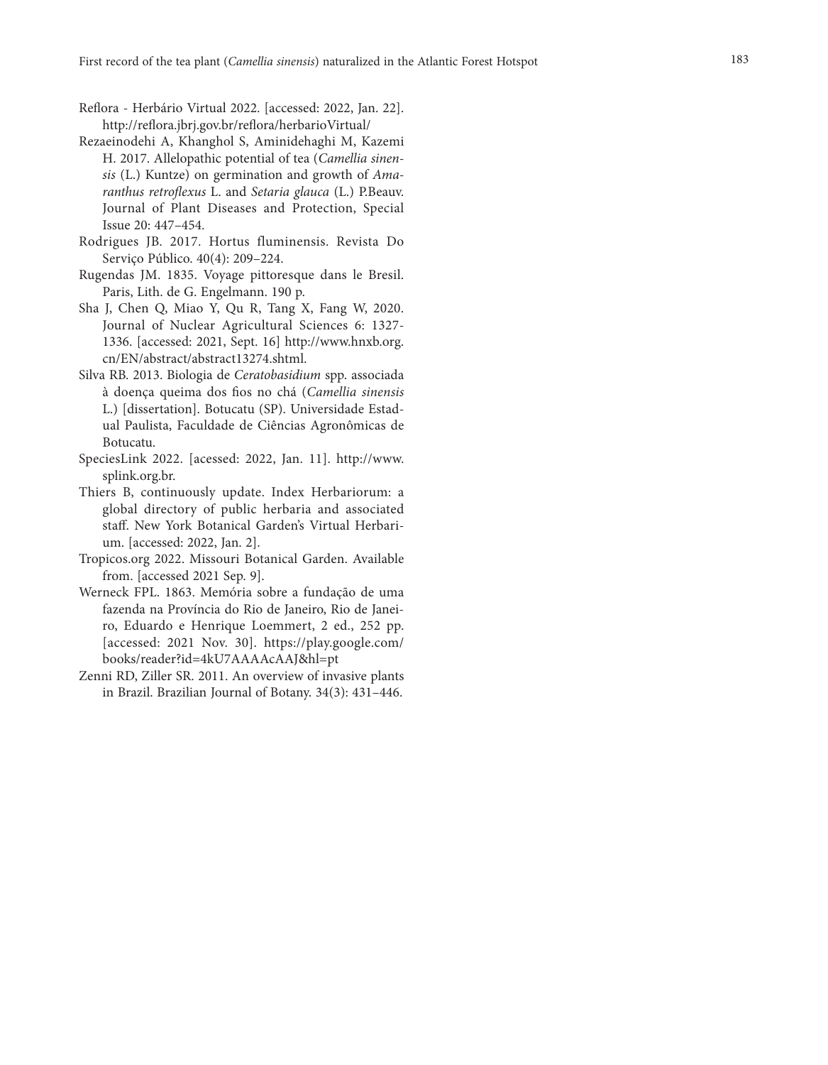Reflora - Herbário Virtual 2022. [accessed: 2022, Jan. 22]. http://reflora.jbrj.gov.br/reflora/herbarioVirtual/

Rezaeinodehi A, Khanghol S, Aminidehaghi M, Kazemi H. 2017. Allelopathic potential of tea (*Camellia sinensis* (L.) Kuntze) on germination and growth of *Amaranthus retroflexus* L. and *Setaria glauca* (L.) P.Beauv. Journal of Plant Diseases and Protection, Special Issue 20: 447–454.

Rodrigues JB. 2017. Hortus fluminensis. Revista Do Serviço Público. 40(4): 209–224.

Rugendas JM. 1835. Voyage pittoresque dans le Bresil. Paris, Lith. de G. Engelmann. 190 p.

Sha J, Chen Q, Miao Y, Qu R, Tang X, Fang W, 2020. Journal of Nuclear Agricultural Sciences 6: 1327-1336. [accessed: 2021, Sept. 16] http://www.hnxb.org.cn/EN/abstract/abstract13274.shtml.

Silva RB. 2013. Biologia de *Ceratobasidium* spp. associada à doença queima dos fios no chá (*Camellia sinensis* L.) [dissertation]. Botucatu (SP). Universidade Estadual Paulista, Faculdade de Ciências Agronômicas de Botucatu.

SpeciesLink 2022. [acessed: 2022, Jan. 11]. http://www.splink.org.br.

Thiers B, continuously update. Index Herbariorum: a global directory of public herbaria and associated staff. New York Botanical Garden's Virtual Herbarium. [accessed: 2022, Jan. 2].

Tropicos.org 2022. Missouri Botanical Garden. Available from. [accessed 2021 Sep. 9].

Werneck FPL. 1863. Memória sobre a fundação de uma fazenda na Província do Rio de Janeiro, Rio de Janeiro, Eduardo e Henrique Loemmert, 2 ed., 252 pp. [accessed: 2021 Nov. 30]. https://play.google.com/books/reader?id=4kU7AAAAcAAJ&hl=pt

Zenni RD, Ziller SR. 2011. An overview of invasive plants in Brazil. Brazilian Journal of Botany. 34(3): 431–446.